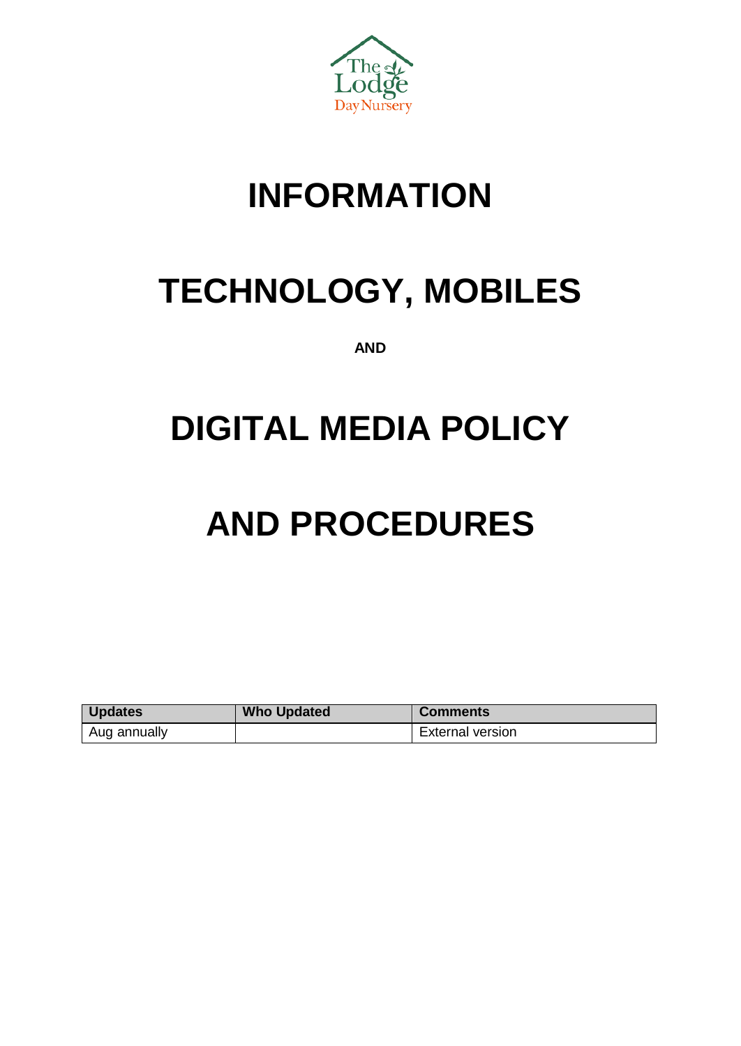The Lodge Day Nursery

# INFORMATION

# TECHNOLOGY, MOBILES

**AND**

# DIGITAL MEDIA POLICY

# AND PROCEDURES

| Updates | Who Updated | Comments |
|---|---|---|
| Aug annually | | External version |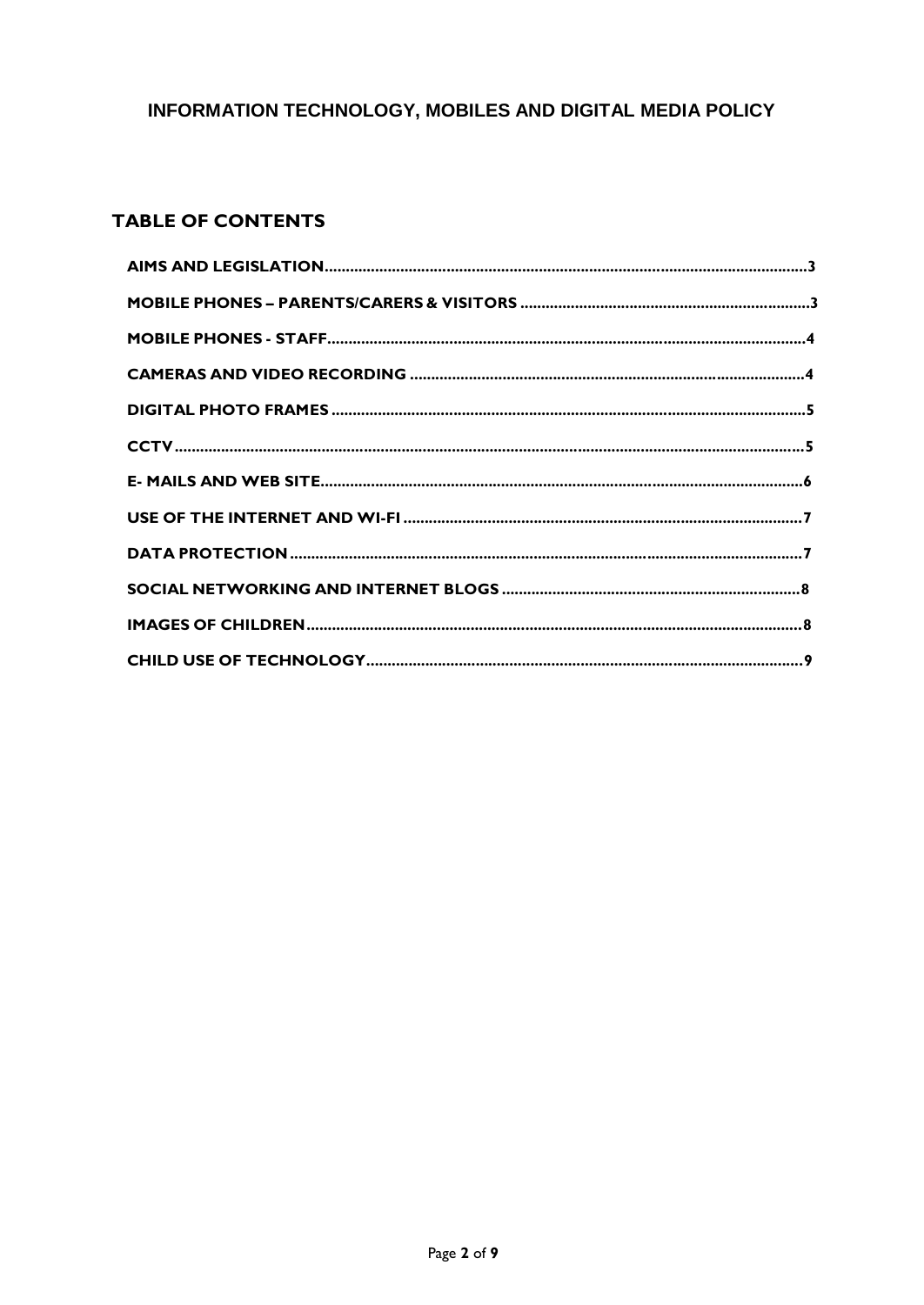# INFORMATION TECHNOLOGY, MOBILES AND DIGITAL MEDIA POLICY

## TABLE OF CONTENTS

- AIMS AND LEGISLATION .......... 3
- MOBILE PHONES – PARENTS/CARERS & VISITORS .......... 3
- MOBILE PHONES - STAFF .......... 4
- CAMERAS AND VIDEO RECORDING .......... 4
- DIGITAL PHOTO FRAMES .......... 5
- CCTV .......... 5
- E- MAILS AND WEB SITE .......... 6
- USE OF THE INTERNET AND WI-FI .......... 7
- DATA PROTECTION .......... 7
- SOCIAL NETWORKING AND INTERNET BLOGS .......... 8
- IMAGES OF CHILDREN .......... 8
- CHILD USE OF TECHNOLOGY .......... 9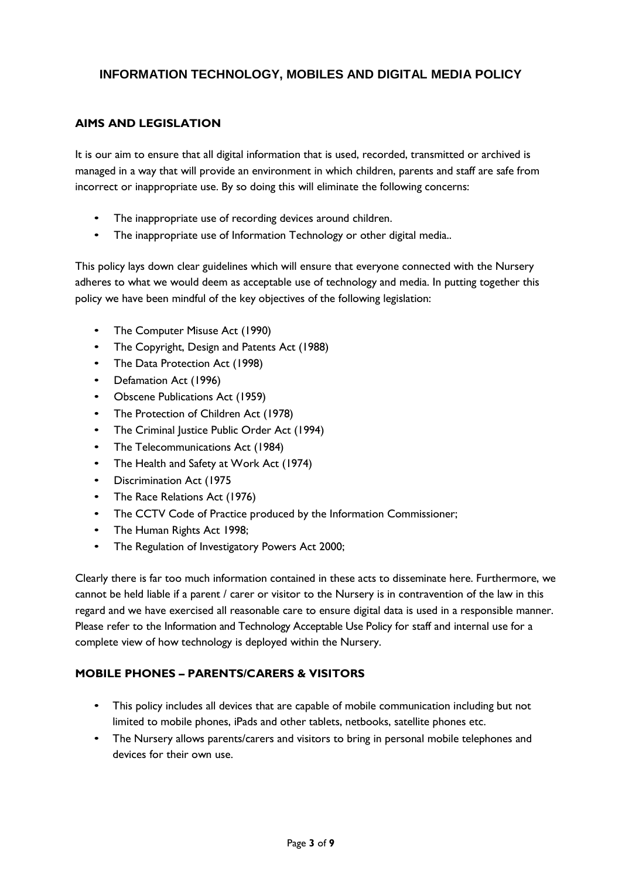# INFORMATION TECHNOLOGY, MOBILES AND DIGITAL MEDIA POLICY

## AIMS AND LEGISLATION

It is our aim to ensure that all digital information that is used, recorded, transmitted or archived is managed in a way that will provide an environment in which children, parents and staff are safe from incorrect or inappropriate use. By so doing this will eliminate the following concerns:

- The inappropriate use of recording devices around children.
- The inappropriate use of Information Technology or other digital media..

This policy lays down clear guidelines which will ensure that everyone connected with the Nursery adheres to what we would deem as acceptable use of technology and media. In putting together this policy we have been mindful of the key objectives of the following legislation:

- The Computer Misuse Act (1990)
- The Copyright, Design and Patents Act (1988)
- The Data Protection Act (1998)
- Defamation Act (1996)
- Obscene Publications Act (1959)
- The Protection of Children Act (1978)
- The Criminal Justice Public Order Act (1994)
- The Telecommunications Act (1984)
- The Health and Safety at Work Act (1974)
- Discrimination Act (1975
- The Race Relations Act (1976)
- The CCTV Code of Practice produced by the Information Commissioner;
- The Human Rights Act 1998;
- The Regulation of Investigatory Powers Act 2000;

Clearly there is far too much information contained in these acts to disseminate here. Furthermore, we cannot be held liable if a parent / carer or visitor to the Nursery is in contravention of the law in this regard and we have exercised all reasonable care to ensure digital data is used in a responsible manner. Please refer to the Information and Technology Acceptable Use Policy for staff and internal use for a complete view of how technology is deployed within the Nursery.

## MOBILE PHONES – PARENTS/CARERS & VISITORS

- This policy includes all devices that are capable of mobile communication including but not limited to mobile phones, iPads and other tablets, netbooks, satellite phones etc.
- The Nursery allows parents/carers and visitors to bring in personal mobile telephones and devices for their own use.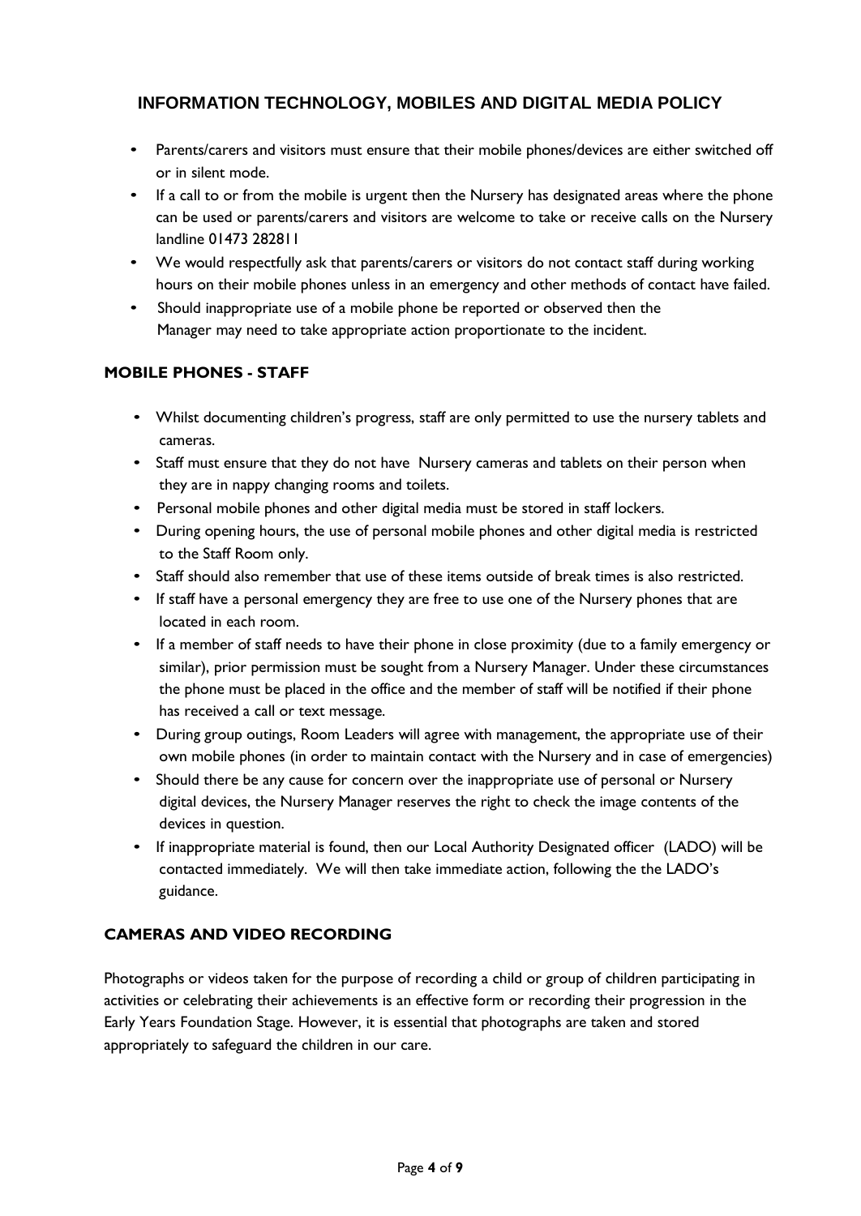## INFORMATION TECHNOLOGY, MOBILES AND DIGITAL MEDIA POLICY

- Parents/carers and visitors must ensure that their mobile phones/devices are either switched off or in silent mode.
- If a call to or from the mobile is urgent then the Nursery has designated areas where the phone can be used or parents/carers and visitors are welcome to take or receive calls on the Nursery landline 01473 282811
- We would respectfully ask that parents/carers or visitors do not contact staff during working hours on their mobile phones unless in an emergency and other methods of contact have failed.
- Should inappropriate use of a mobile phone be reported or observed then the Manager may need to take appropriate action proportionate to the incident.

### MOBILE PHONES - STAFF

- Whilst documenting children's progress, staff are only permitted to use the nursery tablets and cameras.
- Staff must ensure that they do not have Nursery cameras and tablets on their person when they are in nappy changing rooms and toilets.
- Personal mobile phones and other digital media must be stored in staff lockers.
- During opening hours, the use of personal mobile phones and other digital media is restricted to the Staff Room only.
- Staff should also remember that use of these items outside of break times is also restricted.
- If staff have a personal emergency they are free to use one of the Nursery phones that are located in each room.
- If a member of staff needs to have their phone in close proximity (due to a family emergency or similar), prior permission must be sought from a Nursery Manager. Under these circumstances the phone must be placed in the office and the member of staff will be notified if their phone has received a call or text message.
- During group outings, Room Leaders will agree with management, the appropriate use of their own mobile phones (in order to maintain contact with the Nursery and in case of emergencies)
- Should there be any cause for concern over the inappropriate use of personal or Nursery digital devices, the Nursery Manager reserves the right to check the image contents of the devices in question.
- If inappropriate material is found, then our Local Authority Designated officer (LADO) will be contacted immediately. We will then take immediate action, following the the LADO's guidance.

### CAMERAS AND VIDEO RECORDING

Photographs or videos taken for the purpose of recording a child or group of children participating in activities or celebrating their achievements is an effective form or recording their progression in the Early Years Foundation Stage. However, it is essential that photographs are taken and stored appropriately to safeguard the children in our care.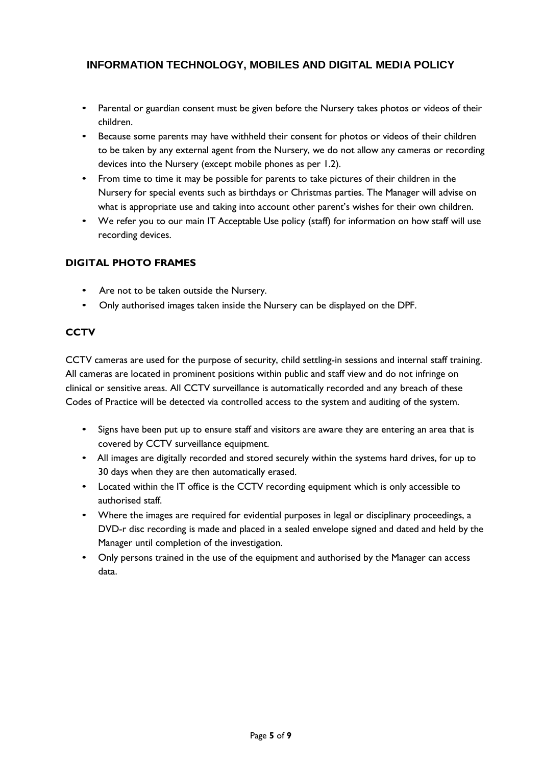- Parental or guardian consent must be given before the Nursery takes photos or videos of their children.
- Because some parents may have withheld their consent for photos or videos of their children to be taken by any external agent from the Nursery, we do not allow any cameras or recording devices into the Nursery (except mobile phones as per 1.2).
- From time to time it may be possible for parents to take pictures of their children in the Nursery for special events such as birthdays or Christmas parties. The Manager will advise on what is appropriate use and taking into account other parent's wishes for their own children.
- We refer you to our main IT Acceptable Use policy (staff) for information on how staff will use recording devices.

### DIGITAL PHOTO FRAMES

- Are not to be taken outside the Nursery.
- Only authorised images taken inside the Nursery can be displayed on the DPF.

### CCTV

CCTV cameras are used for the purpose of security, child settling-in sessions and internal staff training. All cameras are located in prominent positions within public and staff view and do not infringe on clinical or sensitive areas. All CCTV surveillance is automatically recorded and any breach of these Codes of Practice will be detected via controlled access to the system and auditing of the system.

- Signs have been put up to ensure staff and visitors are aware they are entering an area that is covered by CCTV surveillance equipment.
- All images are digitally recorded and stored securely within the systems hard drives, for up to 30 days when they are then automatically erased.
- Located within the IT office is the CCTV recording equipment which is only accessible to authorised staff.
- Where the images are required for evidential purposes in legal or disciplinary proceedings, a DVD-r disc recording is made and placed in a sealed envelope signed and dated and held by the Manager until completion of the investigation.
- Only persons trained in the use of the equipment and authorised by the Manager can access data.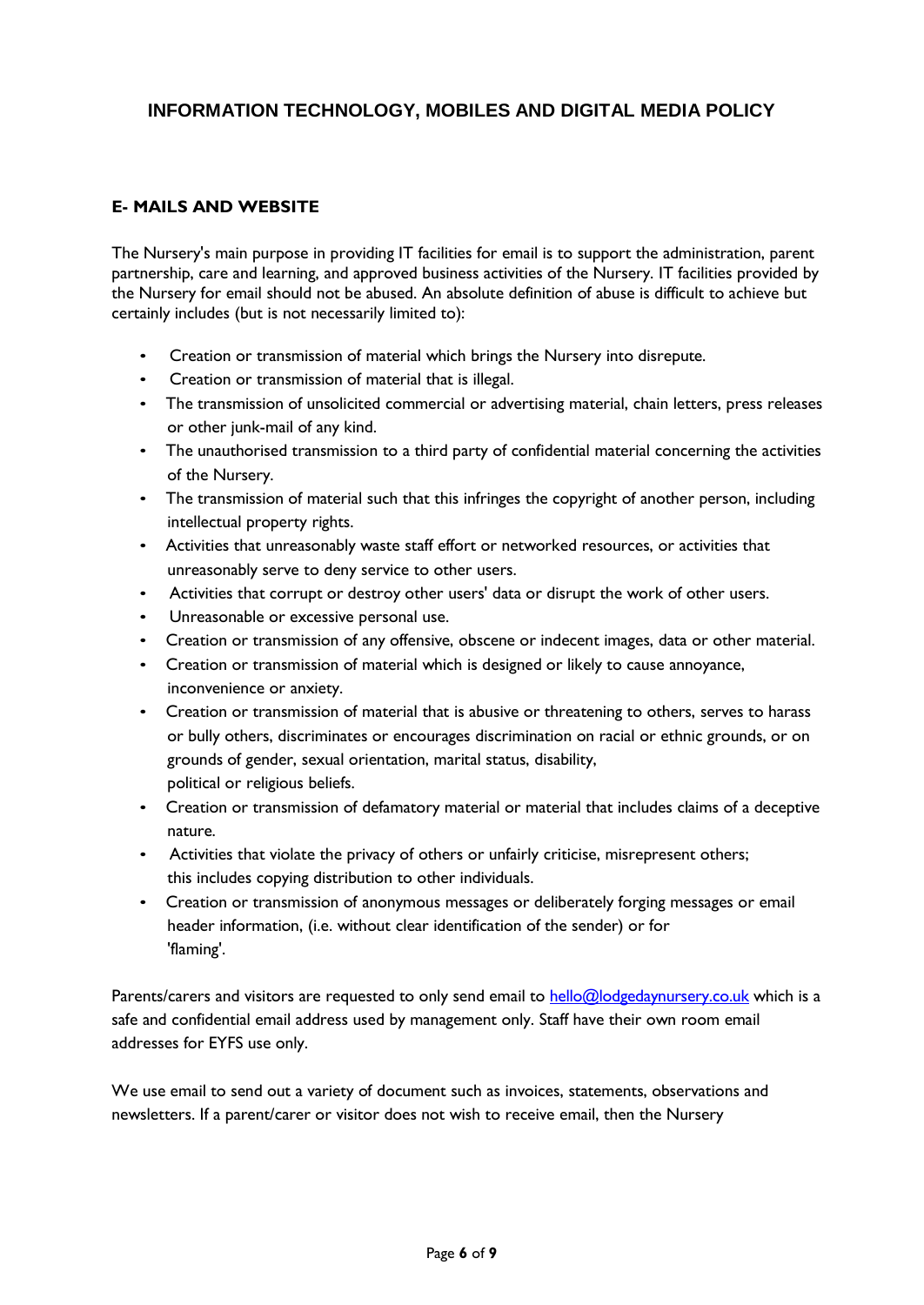## INFORMATION TECHNOLOGY, MOBILES AND DIGITAL MEDIA POLICY

### E- MAILS AND WEBSITE

The Nursery's main purpose in providing IT facilities for email is to support the administration, parent partnership, care and learning, and approved business activities of the Nursery. IT facilities provided by the Nursery for email should not be abused. An absolute definition of abuse is difficult to achieve but certainly includes (but is not necessarily limited to):

- Creation or transmission of material which brings the Nursery into disrepute.
- Creation or transmission of material that is illegal.
- The transmission of unsolicited commercial or advertising material, chain letters, press releases or other junk-mail of any kind.
- The unauthorised transmission to a third party of confidential material concerning the activities of the Nursery.
- The transmission of material such that this infringes the copyright of another person, including intellectual property rights.
- Activities that unreasonably waste staff effort or networked resources, or activities that unreasonably serve to deny service to other users.
- Activities that corrupt or destroy other users' data or disrupt the work of other users.
- Unreasonable or excessive personal use.
- Creation or transmission of any offensive, obscene or indecent images, data or other material.
- Creation or transmission of material which is designed or likely to cause annoyance, inconvenience or anxiety.
- Creation or transmission of material that is abusive or threatening to others, serves to harass or bully others, discriminates or encourages discrimination on racial or ethnic grounds, or on grounds of gender, sexual orientation, marital status, disability, political or religious beliefs.
- Creation or transmission of defamatory material or material that includes claims of a deceptive nature.
- Activities that violate the privacy of others or unfairly criticise, misrepresent others; this includes copying distribution to other individuals.
- Creation or transmission of anonymous messages or deliberately forging messages or email header information, (i.e. without clear identification of the sender) or for 'flaming'.

Parents/carers and visitors are requested to only send email to hello@lodgedaynursery.co.uk which is a safe and confidential email address used by management only. Staff have their own room email addresses for EYFS use only.

We use email to send out a variety of document such as invoices, statements, observations and newsletters. If a parent/carer or visitor does not wish to receive email, then the Nursery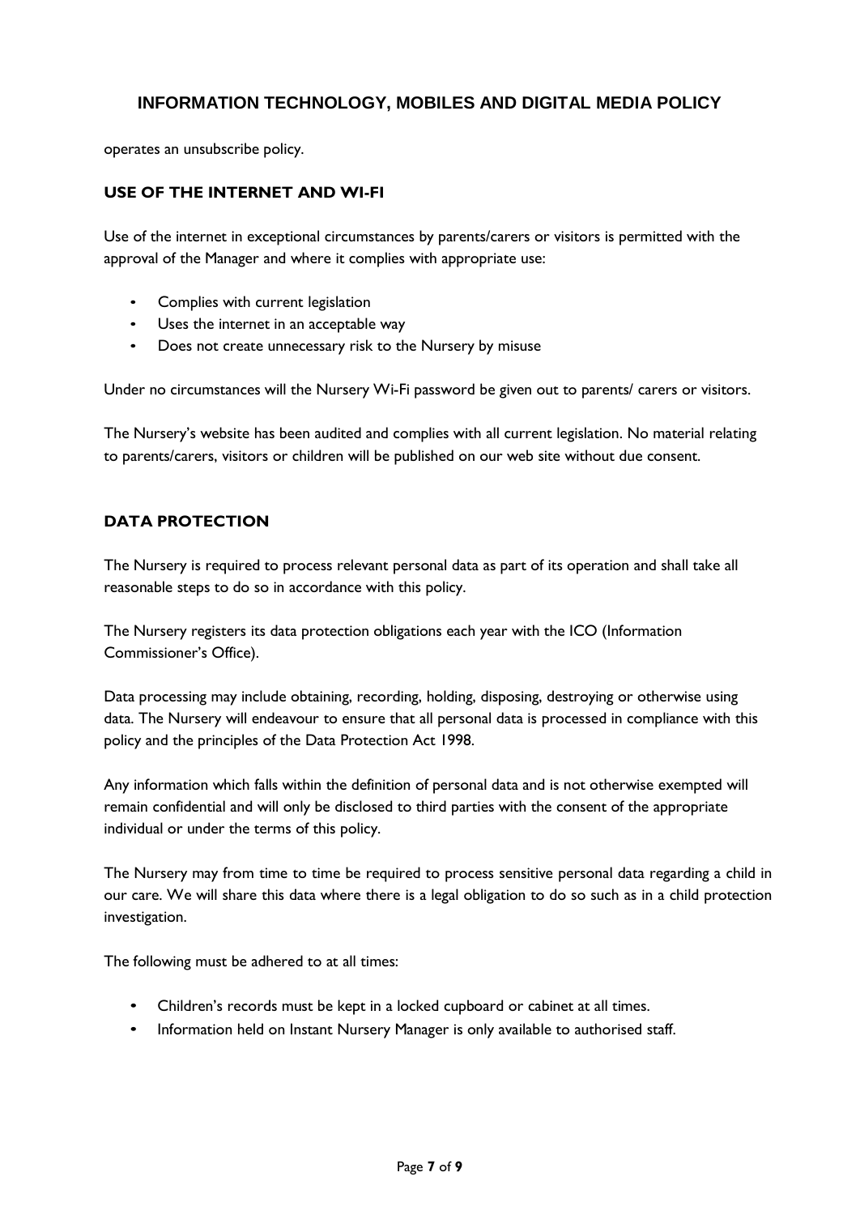operates an unsubscribe policy.

## USE OF THE INTERNET AND WI-FI

Use of the internet in exceptional circumstances by parents/carers or visitors is permitted with the approval of the Manager and where it complies with appropriate use:

- Complies with current legislation
- Uses the internet in an acceptable way
- Does not create unnecessary risk to the Nursery by misuse

Under no circumstances will the Nursery Wi-Fi password be given out to parents/ carers or visitors.

The Nursery's website has been audited and complies with all current legislation. No material relating to parents/carers, visitors or children will be published on our web site without due consent.

## DATA PROTECTION

The Nursery is required to process relevant personal data as part of its operation and shall take all reasonable steps to do so in accordance with this policy.

The Nursery registers its data protection obligations each year with the ICO (Information Commissioner's Office).

Data processing may include obtaining, recording, holding, disposing, destroying or otherwise using data. The Nursery will endeavour to ensure that all personal data is processed in compliance with this policy and the principles of the Data Protection Act 1998.

Any information which falls within the definition of personal data and is not otherwise exempted will remain confidential and will only be disclosed to third parties with the consent of the appropriate individual or under the terms of this policy.

The Nursery may from time to time be required to process sensitive personal data regarding a child in our care. We will share this data where there is a legal obligation to do so such as in a child protection investigation.

The following must be adhered to at all times:

- Children's records must be kept in a locked cupboard or cabinet at all times.
- Information held on Instant Nursery Manager is only available to authorised staff.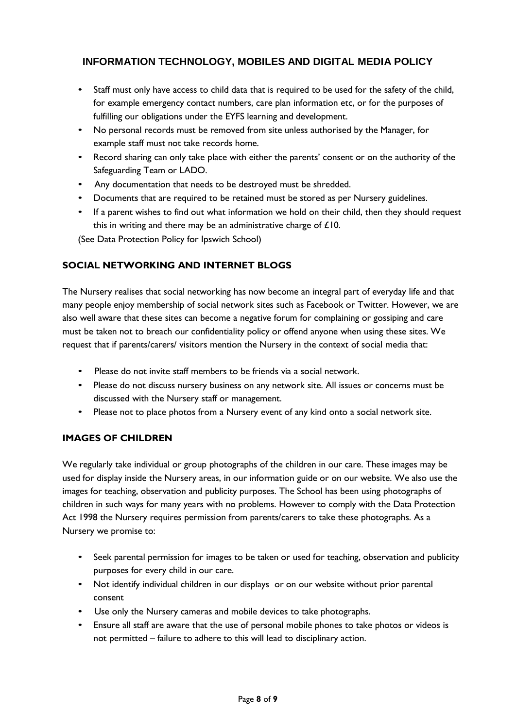## INFORMATION TECHNOLOGY, MOBILES AND DIGITAL MEDIA POLICY

- Staff must only have access to child data that is required to be used for the safety of the child, for example emergency contact numbers, care plan information etc, or for the purposes of fulfilling our obligations under the EYFS learning and development.
- No personal records must be removed from site unless authorised by the Manager, for example staff must not take records home.
- Record sharing can only take place with either the parents' consent or on the authority of the Safeguarding Team or LADO.
- Any documentation that needs to be destroyed must be shredded.
- Documents that are required to be retained must be stored as per Nursery guidelines.
- If a parent wishes to find out what information we hold on their child, then they should request this in writing and there may be an administrative charge of £10.

(See Data Protection Policy for Ipswich School)

### SOCIAL NETWORKING AND INTERNET BLOGS

The Nursery realises that social networking has now become an integral part of everyday life and that many people enjoy membership of social network sites such as Facebook or Twitter. However, we are also well aware that these sites can become a negative forum for complaining or gossiping and care must be taken not to breach our confidentiality policy or offend anyone when using these sites. We request that if parents/carers/ visitors mention the Nursery in the context of social media that:

- Please do not invite staff members to be friends via a social network.
- Please do not discuss nursery business on any network site. All issues or concerns must be discussed with the Nursery staff or management.
- Please not to place photos from a Nursery event of any kind onto a social network site.

### IMAGES OF CHILDREN

We regularly take individual or group photographs of the children in our care. These images may be used for display inside the Nursery areas, in our information guide or on our website. We also use the images for teaching, observation and publicity purposes. The School has been using photographs of children in such ways for many years with no problems. However to comply with the Data Protection Act 1998 the Nursery requires permission from parents/carers to take these photographs. As a Nursery we promise to:

- Seek parental permission for images to be taken or used for teaching, observation and publicity purposes for every child in our care.
- Not identify individual children in our displays or on our website without prior parental consent
- Use only the Nursery cameras and mobile devices to take photographs.
- Ensure all staff are aware that the use of personal mobile phones to take photos or videos is not permitted – failure to adhere to this will lead to disciplinary action.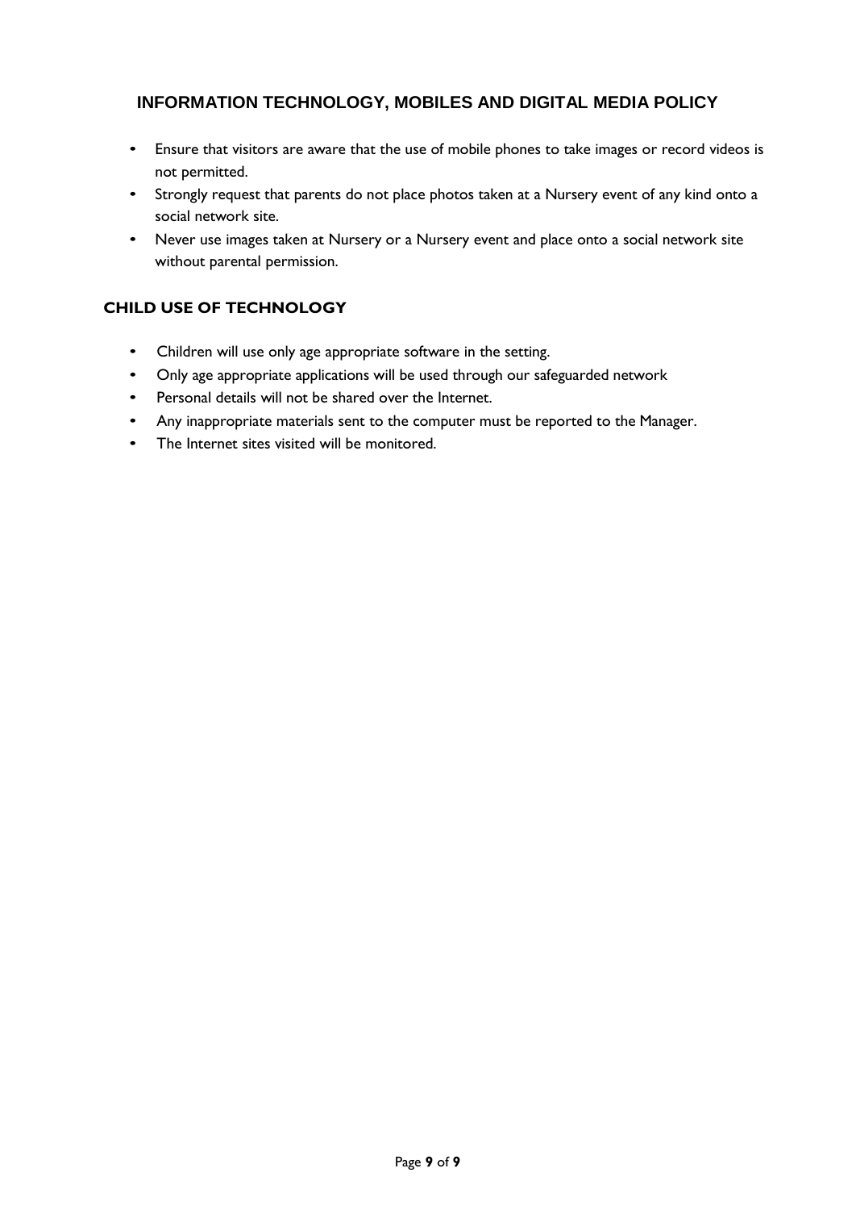## INFORMATION TECHNOLOGY, MOBILES AND DIGITAL MEDIA POLICY

- Ensure that visitors are aware that the use of mobile phones to take images or record videos is not permitted.
- Strongly request that parents do not place photos taken at a Nursery event of any kind onto a social network site.
- Never use images taken at Nursery or a Nursery event and place onto a social network site without parental permission.

### CHILD USE OF TECHNOLOGY

- Children will use only age appropriate software in the setting.
- Only age appropriate applications will be used through our safeguarded network
- Personal details will not be shared over the Internet.
- Any inappropriate materials sent to the computer must be reported to the Manager.
- The Internet sites visited will be monitored.